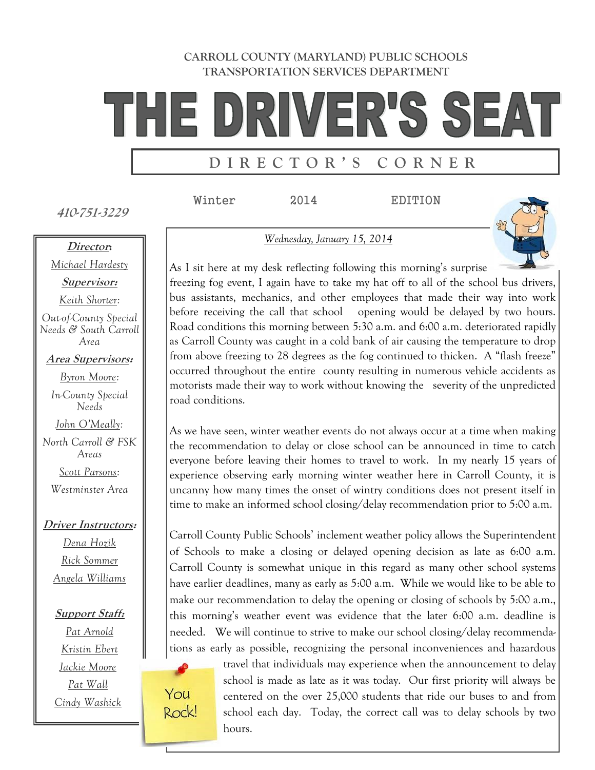CARROLL COUNTY (MARYLAND) PUBLIC SCHOOLS
TRANSPORTATION SERVICES DEPARTMENT

# THE DRIVER'S SEAT

## DIRECTOR'S CORNER

Winter 2014 EDITION

*410-751-3229*

**Director:**
Michael Hardesty

**Supervisor:**
Keith Shorter:
Out-of-County Special Needs & South Carroll Area

**Area Supervisors:**
Byron Moore:
In-County Special Needs

John O'Meally:
North Carroll & FSK Areas

Scott Parsons:
Westminster Area

**Driver Instructors:**
Dena Hozik
Rick Sommer
Angela Williams

**Support Staff:**
Pat Arnold
Kristin Ebert
Jackie Moore
Pat Wall
Cindy Washick

*Wednesday, January 15, 2014*

As I sit here at my desk reflecting following this morning's surprise freezing fog event, I again have to take my hat off to all of the school bus drivers, bus assistants, mechanics, and other employees that made their way into work before receiving the call that school opening would be delayed by two hours. Road conditions this morning between 5:30 a.m. and 6:00 a.m. deteriorated rapidly as Carroll County was caught in a cold bank of air causing the temperature to drop from above freezing to 28 degrees as the fog continued to thicken. A "flash freeze" occurred throughout the entire county resulting in numerous vehicle accidents as motorists made their way to work without knowing the severity of the unpredicted road conditions.

As we have seen, winter weather events do not always occur at a time when making the recommendation to delay or close school can be announced in time to catch everyone before leaving their homes to travel to work. In my nearly 15 years of experience observing early morning winter weather here in Carroll County, it is uncanny how many times the onset of wintry conditions does not present itself in time to make an informed school closing/delay recommendation prior to 5:00 a.m.

Carroll County Public Schools' inclement weather policy allows the Superintendent of Schools to make a closing or delayed opening decision as late as 6:00 a.m. Carroll County is somewhat unique in this regard as many other school systems have earlier deadlines, many as early as 5:00 a.m. While we would like to be able to make our recommendation to delay the opening or closing of schools by 5:00 a.m., this morning's weather event was evidence that the later 6:00 a.m. deadline is needed. We will continue to strive to make our school closing/delay recommendations as early as possible, recognizing the personal inconveniences and hazardous travel that individuals may experience when the announcement to delay school is made as late as it was today. Our first priority will always be centered on the over 25,000 students that ride our buses to and from school each day. Today, the correct call was to delay schools by two hours.

You Rock!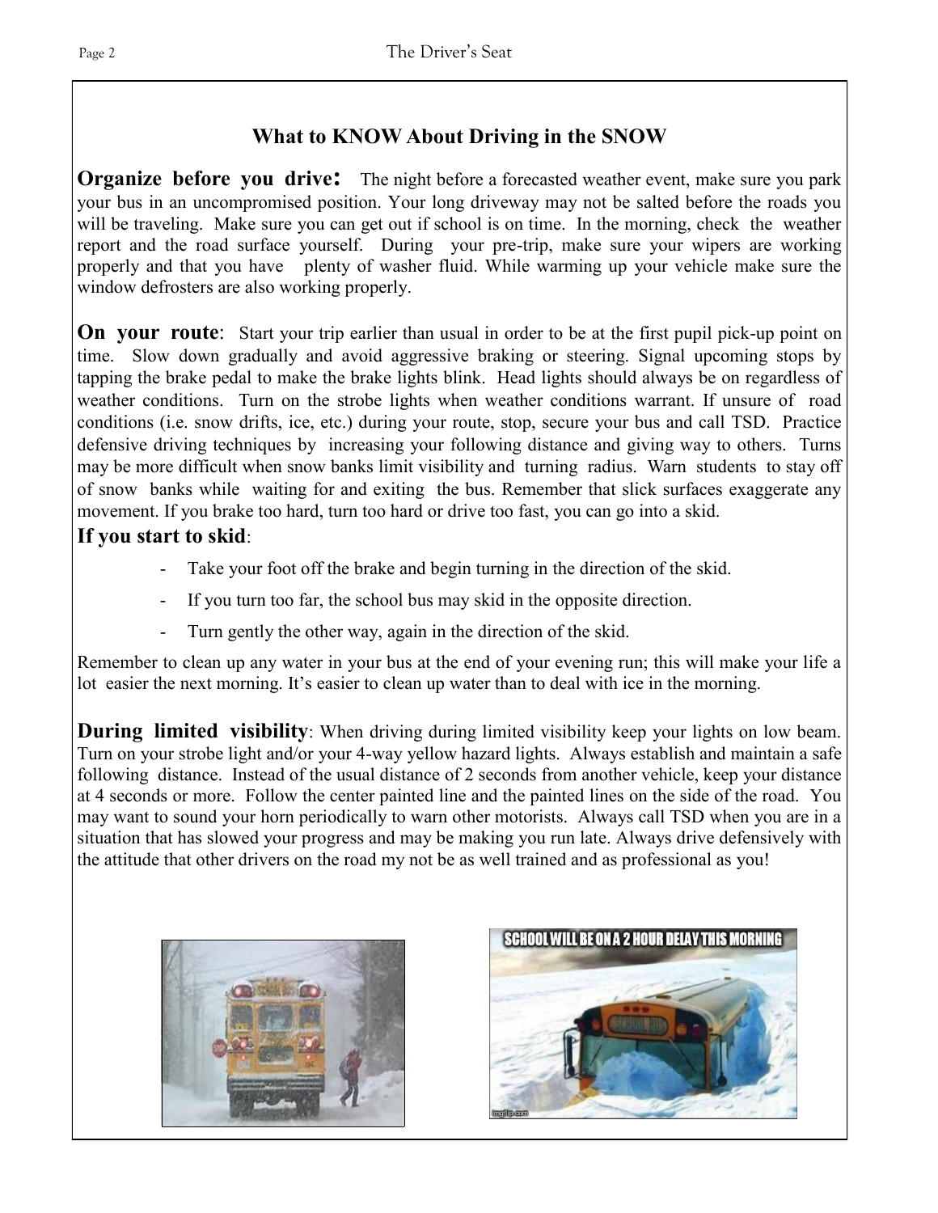## What to KNOW About Driving in the SNOW

**Organize before you drive:** The night before a forecasted weather event, make sure you park your bus in an uncompromised position. Your long driveway may not be salted before the roads you will be traveling. Make sure you can get out if school is on time. In the morning, check the weather report and the road surface yourself. During your pre-trip, make sure your wipers are working properly and that you have plenty of washer fluid. While warming up your vehicle make sure the window defrosters are also working properly.

**On your route**: Start your trip earlier than usual in order to be at the first pupil pick-up point on time. Slow down gradually and avoid aggressive braking or steering. Signal upcoming stops by tapping the brake pedal to make the brake lights blink. Head lights should always be on regardless of weather conditions. Turn on the strobe lights when weather conditions warrant. If unsure of road conditions (i.e. snow drifts, ice, etc.) during your route, stop, secure your bus and call TSD. Practice defensive driving techniques by increasing your following distance and giving way to others. Turns may be more difficult when snow banks limit visibility and turning radius. Warn students to stay off of snow banks while waiting for and exiting the bus. Remember that slick surfaces exaggerate any movement. If you brake too hard, turn too hard or drive too fast, you can go into a skid.

**If you start to skid**:

- Take your foot off the brake and begin turning in the direction of the skid.
- If you turn too far, the school bus may skid in the opposite direction.
- Turn gently the other way, again in the direction of the skid.

Remember to clean up any water in your bus at the end of your evening run; this will make your life a lot easier the next morning. It's easier to clean up water than to deal with ice in the morning.

**During limited visibility**: When driving during limited visibility keep your lights on low beam. Turn on your strobe light and/or your 4-way yellow hazard lights. Always establish and maintain a safe following distance. Instead of the usual distance of 2 seconds from another vehicle, keep your distance at 4 seconds or more. Follow the center painted line and the painted lines on the side of the road. You may want to sound your horn periodically to warn other motorists. Always call TSD when you are in a situation that has slowed your progress and may be making you run late. Always drive defensively with the attitude that other drivers on the road my not be as well trained and as professional as you!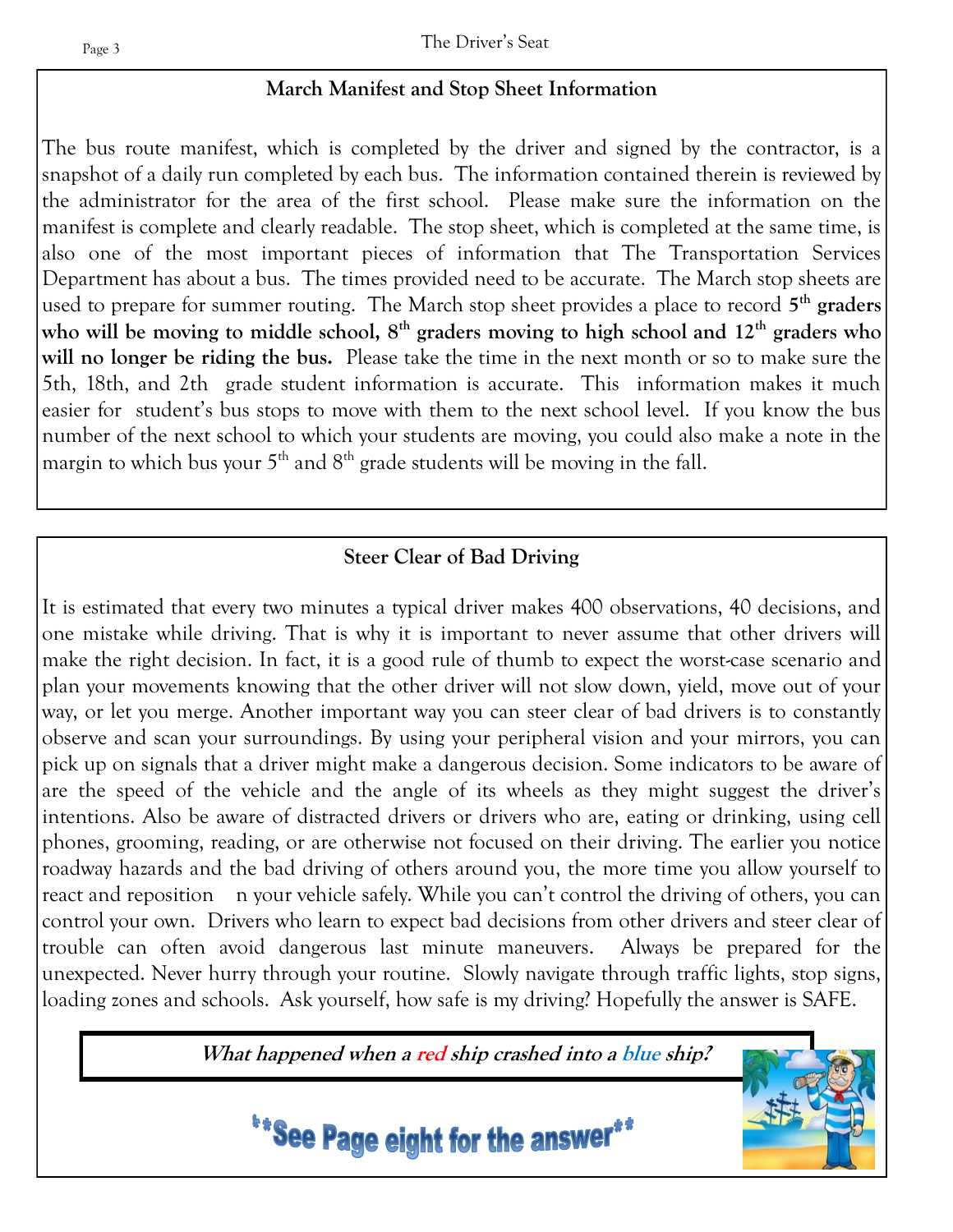## March Manifest and Stop Sheet Information

The bus route manifest, which is completed by the driver and signed by the contractor, is a snapshot of a daily run completed by each bus. The information contained therein is reviewed by the administrator for the area of the first school. Please make sure the information on the manifest is complete and clearly readable. The stop sheet, which is completed at the same time, is also one of the most important pieces of information that The Transportation Services Department has about a bus. The times provided need to be accurate. The March stop sheets are used to prepare for summer routing. The March stop sheet provides a place to record **5th graders who will be moving to middle school, 8th graders moving to high school and 12th graders who will no longer be riding the bus.** Please take the time in the next month or so to make sure the 5th, 18th, and 2th grade student information is accurate. This information makes it much easier for student's bus stops to move with them to the next school level. If you know the bus number of the next school to which your students are moving, you could also make a note in the margin to which bus your 5th and 8th grade students will be moving in the fall.

## Steer Clear of Bad Driving

It is estimated that every two minutes a typical driver makes 400 observations, 40 decisions, and one mistake while driving. That is why it is important to never assume that other drivers will make the right decision. In fact, it is a good rule of thumb to expect the worst-case scenario and plan your movements knowing that the other driver will not slow down, yield, move out of your way, or let you merge. Another important way you can steer clear of bad drivers is to constantly observe and scan your surroundings. By using your peripheral vision and your mirrors, you can pick up on signals that a driver might make a dangerous decision. Some indicators to be aware of are the speed of the vehicle and the angle of its wheels as they might suggest the driver's intentions. Also be aware of distracted drivers or drivers who are, eating or drinking, using cell phones, grooming, reading, or are otherwise not focused on their driving. The earlier you notice roadway hazards and the bad driving of others around you, the more time you allow yourself to react and reposition n your vehicle safely. While you can't control the driving of others, you can control your own. Drivers who learn to expect bad decisions from other drivers and steer clear of trouble can often avoid dangerous last minute maneuvers. Always be prepared for the unexpected. Never hurry through your routine. Slowly navigate through traffic lights, stop signs, loading zones and schools. Ask yourself, how safe is my driving? Hopefully the answer is SAFE.

***What happened when a red ship crashed into a blue ship?***

**See Page eight for the answer**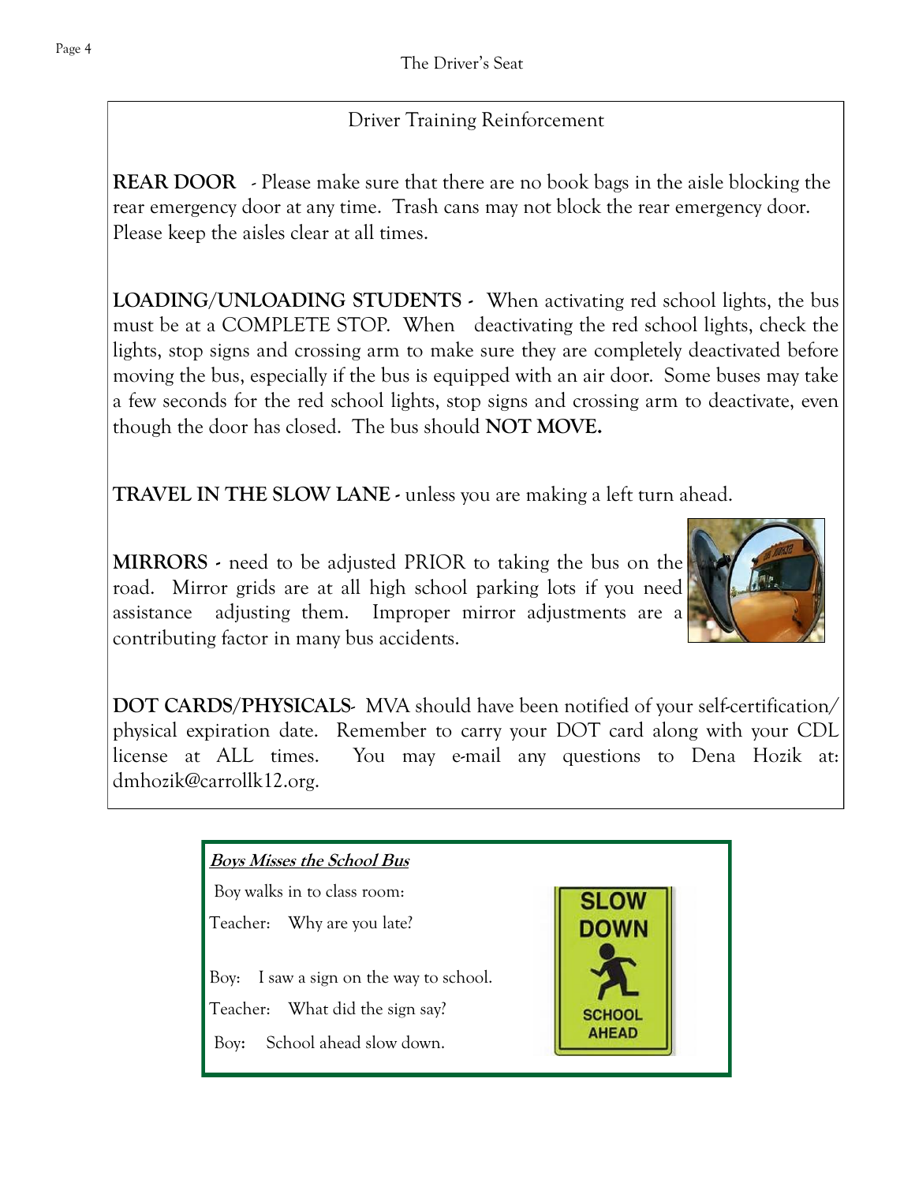## Driver Training Reinforcement

**REAR DOOR** - Please make sure that there are no book bags in the aisle blocking the rear emergency door at any time. Trash cans may not block the rear emergency door. Please keep the aisles clear at all times.

**LOADING/UNLOADING STUDENTS -** When activating red school lights, the bus must be at a COMPLETE STOP. When deactivating the red school lights, check the lights, stop signs and crossing arm to make sure they are completely deactivated before moving the bus, especially if the bus is equipped with an air door. Some buses may take a few seconds for the red school lights, stop signs and crossing arm to deactivate, even though the door has closed. The bus should **NOT MOVE.**

**TRAVEL IN THE SLOW LANE -** unless you are making a left turn ahead.

**MIRRORS -** need to be adjusted PRIOR to taking the bus on the road. Mirror grids are at all high school parking lots if you need assistance adjusting them. Improper mirror adjustments are a contributing factor in many bus accidents.

**DOT CARDS/PHYSICALS-** MVA should have been notified of your self-certification/ physical expiration date. Remember to carry your DOT card along with your CDL license at ALL times. You may e-mail any questions to Dena Hozik at: dmhozik@carrollk12.org.

***Boys Misses the School Bus***

Boy walks in to class room:

Teacher: Why are you late?

Boy: I saw a sign on the way to school.

Teacher: What did the sign say?

Boy: School ahead slow down.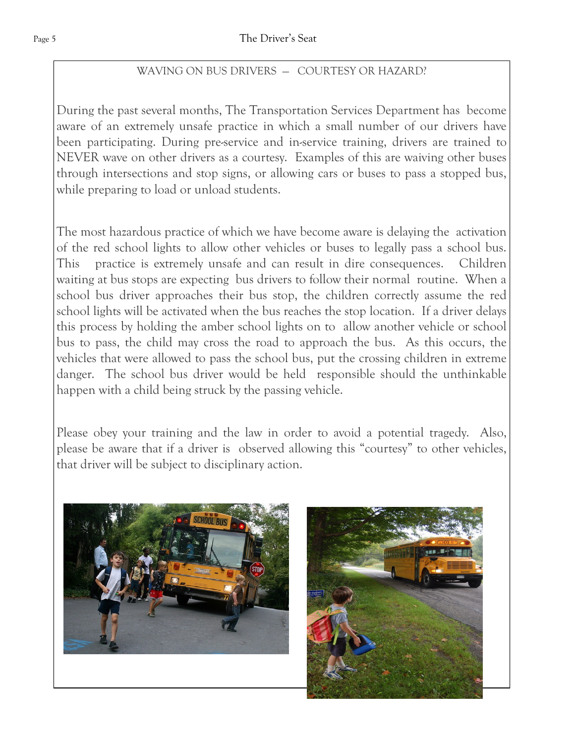## WAVING ON BUS DRIVERS — COURTESY OR HAZARD?

During the past several months, The Transportation Services Department has become aware of an extremely unsafe practice in which a small number of our drivers have been participating. During pre-service and in-service training, drivers are trained to NEVER wave on other drivers as a courtesy. Examples of this are waiving other buses through intersections and stop signs, or allowing cars or buses to pass a stopped bus, while preparing to load or unload students.

The most hazardous practice of which we have become aware is delaying the activation of the red school lights to allow other vehicles or buses to legally pass a school bus. This practice is extremely unsafe and can result in dire consequences. Children waiting at bus stops are expecting bus drivers to follow their normal routine. When a school bus driver approaches their bus stop, the children correctly assume the red school lights will be activated when the bus reaches the stop location. If a driver delays this process by holding the amber school lights on to allow another vehicle or school bus to pass, the child may cross the road to approach the bus. As this occurs, the vehicles that were allowed to pass the school bus, put the crossing children in extreme danger. The school bus driver would be held responsible should the unthinkable happen with a child being struck by the passing vehicle.

Please obey your training and the law in order to avoid a potential tragedy. Also, please be aware that if a driver is observed allowing this "courtesy" to other vehicles, that driver will be subject to disciplinary action.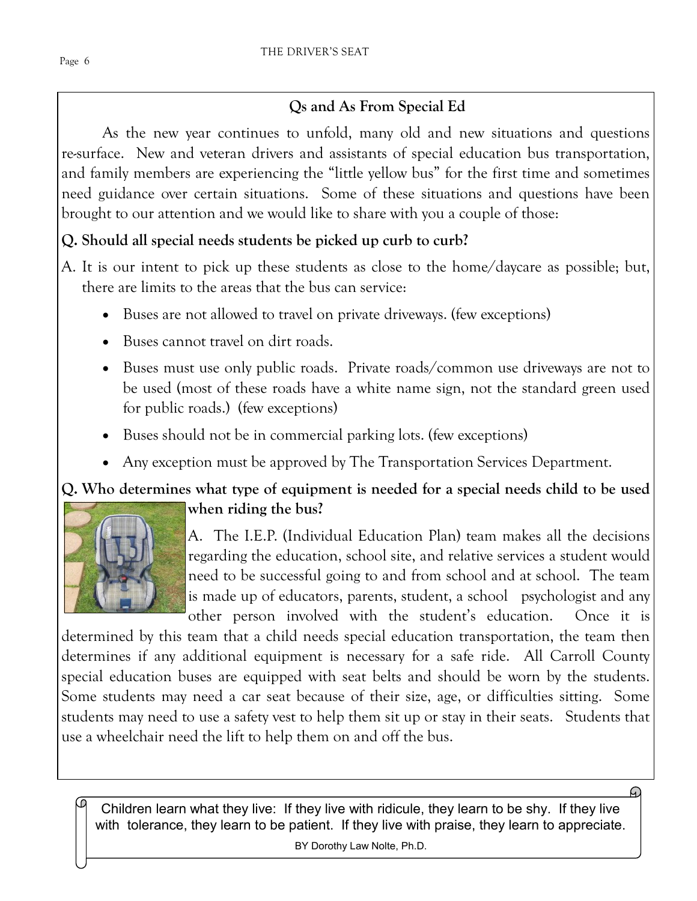## Qs and As From Special Ed

As the new year continues to unfold, many old and new situations and questions re-surface. New and veteran drivers and assistants of special education bus transportation, and family members are experiencing the "little yellow bus" for the first time and sometimes need guidance over certain situations. Some of these situations and questions have been brought to our attention and we would like to share with you a couple of those:

**Q. Should all special needs students be picked up curb to curb?**

A. It is our intent to pick up these students as close to the home/daycare as possible; but, there are limits to the areas that the bus can service:

- Buses are not allowed to travel on private driveways. (few exceptions)
- Buses cannot travel on dirt roads.
- Buses must use only public roads. Private roads/common use driveways are not to be used (most of these roads have a white name sign, not the standard green used for public roads.) (few exceptions)
- Buses should not be in commercial parking lots. (few exceptions)
- Any exception must be approved by The Transportation Services Department.

**Q. Who determines what type of equipment is needed for a special needs child to be used when riding the bus?**

A. The I.E.P. (Individual Education Plan) team makes all the decisions regarding the education, school site, and relative services a student would need to be successful going to and from school and at school. The team is made up of educators, parents, student, a school psychologist and any other person involved with the student's education. Once it is determined by this team that a child needs special education transportation, the team then determines if any additional equipment is necessary for a safe ride. All Carroll County special education buses are equipped with seat belts and should be worn by the students. Some students may need a car seat because of their size, age, or difficulties sitting. Some students may need to use a safety vest to help them sit up or stay in their seats. Students that use a wheelchair need the lift to help them on and off the bus.

Children learn what they live: If they live with ridicule, they learn to be shy. If they live with tolerance, they learn to be patient. If they live with praise, they learn to appreciate.

BY Dorothy Law Nolte, Ph.D.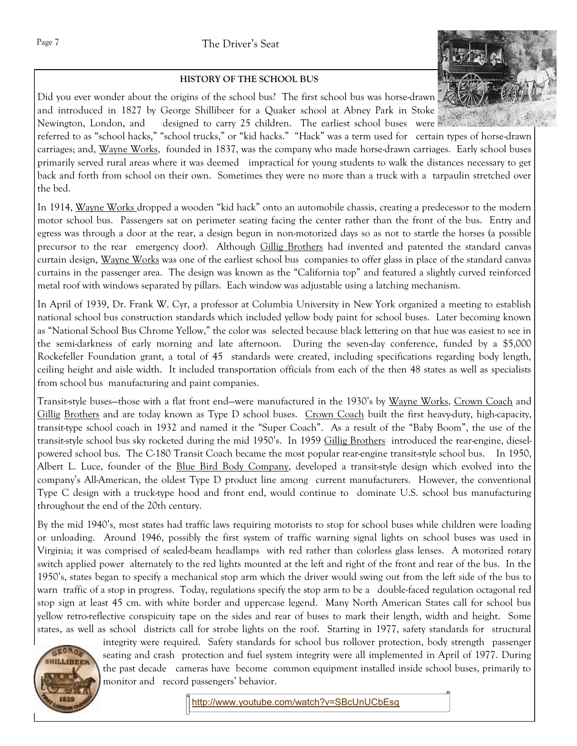## HISTORY OF THE SCHOOL BUS

Did you ever wonder about the origins of the school bus? The first school bus was horse-drawn and introduced in 1827 by George Shillibeer for a Quaker school at Abney Park in Stoke Newington, London, and designed to carry 25 children. The earliest school buses were referred to as "school hacks," "school trucks," or "kid hacks." "Hack" was a term used for certain types of horse-drawn carriages; and, Wayne Works, founded in 1837, was the company who made horse-drawn carriages. Early school buses primarily served rural areas where it was deemed impractical for young students to walk the distances necessary to get back and forth from school on their own. Sometimes they were no more than a truck with a tarpaulin stretched over the bed.

In 1914, Wayne Works dropped a wooden "kid hack" onto an automobile chassis, creating a predecessor to the modern motor school bus. Passengers sat on perimeter seating facing the center rather than the front of the bus. Entry and egress was through a door at the rear, a design begun in non-motorized days so as not to startle the horses (a possible precursor to the rear emergency door). Although Gillig Brothers had invented and patented the standard canvas curtain design, Wayne Works was one of the earliest school bus companies to offer glass in place of the standard canvas curtains in the passenger area. The design was known as the "California top" and featured a slightly curved reinforced metal roof with windows separated by pillars. Each window was adjustable using a latching mechanism.

In April of 1939, Dr. Frank W. Cyr, a professor at Columbia University in New York organized a meeting to establish national school bus construction standards which included yellow body paint for school buses. Later becoming known as "National School Bus Chrome Yellow," the color was selected because black lettering on that hue was easiest to see in the semi-darkness of early morning and late afternoon. During the seven-day conference, funded by a $5,000 Rockefeller Foundation grant, a total of 45 standards were created, including specifications regarding body length, ceiling height and aisle width. It included transportation officials from each of the then 48 states as well as specialists from school bus manufacturing and paint companies.

Transit-style buses—those with a flat front end—were manufactured in the 1930's by Wayne Works, Crown Coach and Gillig Brothers and are today known as Type D school buses. Crown Coach built the first heavy-duty, high-capacity, transit-type school coach in 1932 and named it the "Super Coach". As a result of the "Baby Boom", the use of the transit-style school bus sky rocketed during the mid 1950's. In 1959 Gillig Brothers introduced the rear-engine, diesel-powered school bus. The C-180 Transit Coach became the most popular rear-engine transit-style school bus. In 1950, Albert L. Luce, founder of the Blue Bird Body Company, developed a transit-style design which evolved into the company's All-American, the oldest Type D product line among current manufacturers. However, the conventional Type C design with a truck-type hood and front end, would continue to dominate U.S. school bus manufacturing throughout the end of the 20th century.

By the mid 1940's, most states had traffic laws requiring motorists to stop for school buses while children were loading or unloading. Around 1946, possibly the first system of traffic warning signal lights on school buses was used in Virginia; it was comprised of sealed-beam headlamps with red rather than colorless glass lenses. A motorized rotary switch applied power alternately to the red lights mounted at the left and right of the front and rear of the bus. In the 1950's, states began to specify a mechanical stop arm which the driver would swing out from the left side of the bus to warn traffic of a stop in progress. Today, regulations specify the stop arm to be a double-faced regulation octagonal red stop sign at least 45 cm. with white border and uppercase legend. Many North American States call for school bus yellow retro-reflective conspicuity tape on the sides and rear of buses to mark their length, width and height. Some states, as well as school districts call for strobe lights on the roof. Starting in 1977, safety standards for structural integrity were required. Safety standards for school bus rollover protection, body strength passenger seating and crash protection and fuel system integrity were all implemented in April of 1977. During the past decade cameras have become common equipment installed inside school buses, primarily to monitor and record passengers' behavior.

http://www.youtube.com/watch?v=SBcUnUCbEsg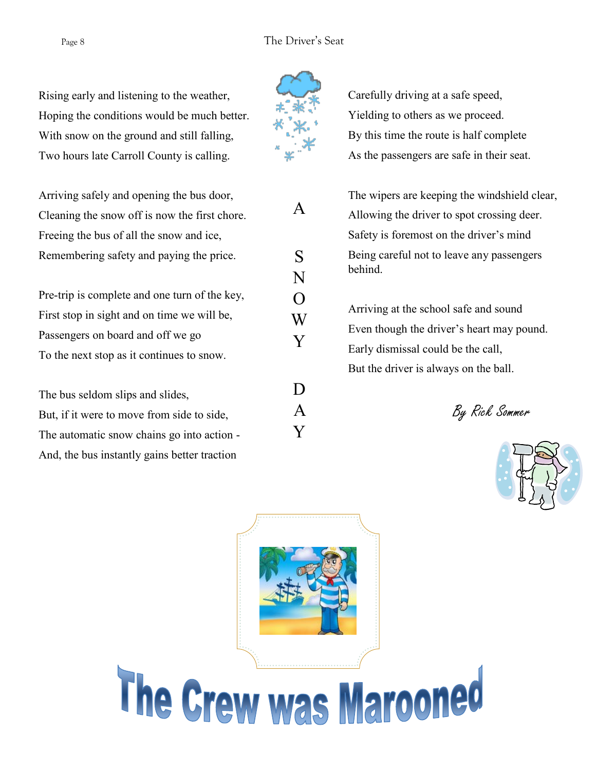## A Snowy Day

Rising early and listening to the weather,
Hoping the conditions would be much better.
With snow on the ground and still falling,
Two hours late Carroll County is calling.

Arriving safely and opening the bus door,
Cleaning the snow off is now the first chore.
Freeing the bus of all the snow and ice,
Remembering safety and paying the price.

Pre-trip is complete and one turn of the key,
First stop in sight and on time we will be,
Passengers on board and off we go
To the next stop as it continues to snow.

The bus seldom slips and slides,
But, if it were to move from side to side,
The automatic snow chains go into action -
And, the bus instantly gains better traction

Carefully driving at a safe speed,
Yielding to others as we proceed.
By this time the route is half complete
As the passengers are safe in their seat.

The wipers are keeping the windshield clear,
Allowing the driver to spot crossing deer.
Safety is foremost on the driver's mind
Being careful not to leave any passengers behind.

Arriving at the school safe and sound
Even though the driver's heart may pound.
Early dismissal could be the call,
But the driver is always on the ball.

*By Rick Sommer*

# The Crew was Marooned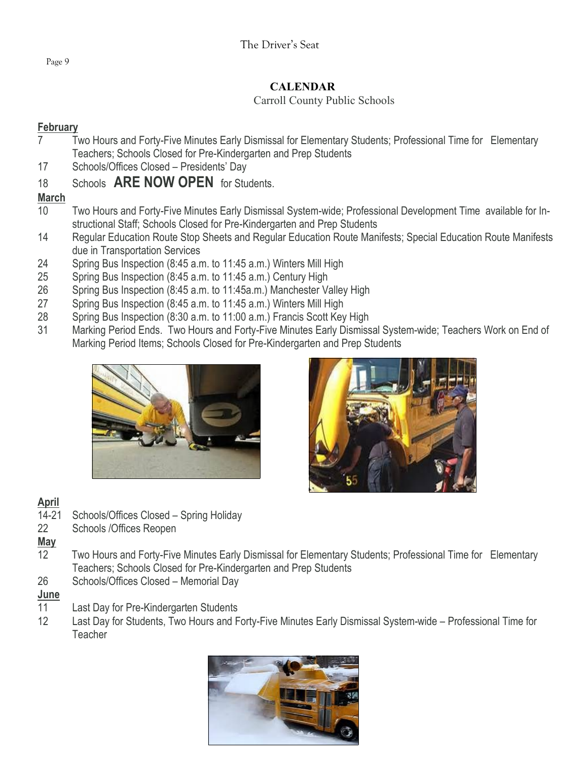## CALENDAR

Carroll County Public Schools

**February**

- 7 Two Hours and Forty-Five Minutes Early Dismissal for Elementary Students; Professional Time for Elementary Teachers; Schools Closed for Pre-Kindergarten and Prep Students
- 17 Schools/Offices Closed – Presidents' Day
- 18 Schools **ARE NOW OPEN** for Students.

**March**

- 10 Two Hours and Forty-Five Minutes Early Dismissal System-wide; Professional Development Time available for Instructional Staff; Schools Closed for Pre-Kindergarten and Prep Students
- 14 Regular Education Route Stop Sheets and Regular Education Route Manifests; Special Education Route Manifests due in Transportation Services
- 24 Spring Bus Inspection (8:45 a.m. to 11:45 a.m.) Winters Mill High
- 25 Spring Bus Inspection (8:45 a.m. to 11:45 a.m.) Century High
- 26 Spring Bus Inspection (8:45 a.m. to 11:45a.m.) Manchester Valley High
- 27 Spring Bus Inspection (8:45 a.m. to 11:45 a.m.) Winters Mill High
- 28 Spring Bus Inspection (8:30 a.m. to 11:00 a.m.) Francis Scott Key High
- 31 Marking Period Ends. Two Hours and Forty-Five Minutes Early Dismissal System-wide; Teachers Work on End of Marking Period Items; Schools Closed for Pre-Kindergarten and Prep Students

**April**

- 14-21 Schools/Offices Closed – Spring Holiday
- 22 Schools /Offices Reopen

**May**

- 12 Two Hours and Forty-Five Minutes Early Dismissal for Elementary Students; Professional Time for Elementary Teachers; Schools Closed for Pre-Kindergarten and Prep Students
- 26 Schools/Offices Closed – Memorial Day

**June**

- 11 Last Day for Pre-Kindergarten Students
- 12 Last Day for Students, Two Hours and Forty-Five Minutes Early Dismissal System-wide – Professional Time for Teacher